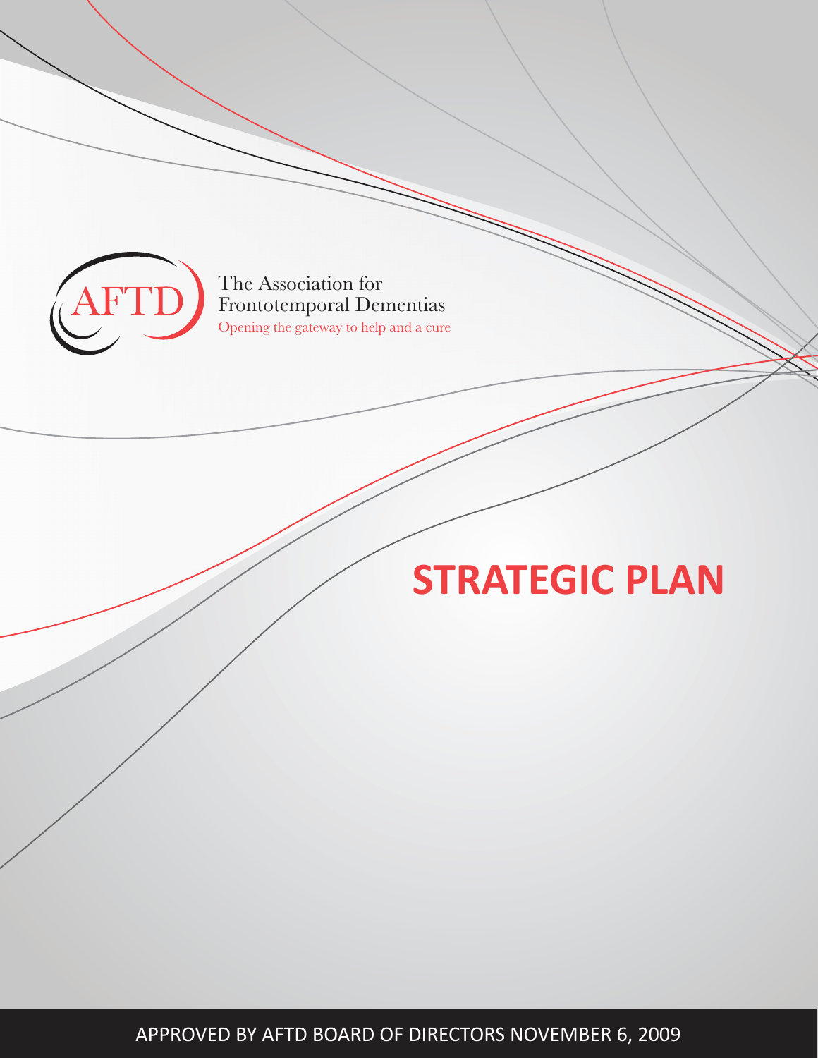AFTD

The Association for Frontotemporal Dementias

Opening the gateway to help and a cure

# STRATEGIC PLAN

APPROVED BY AFTD BOARD OF DIRECTORS NOVEMBER 6, 2009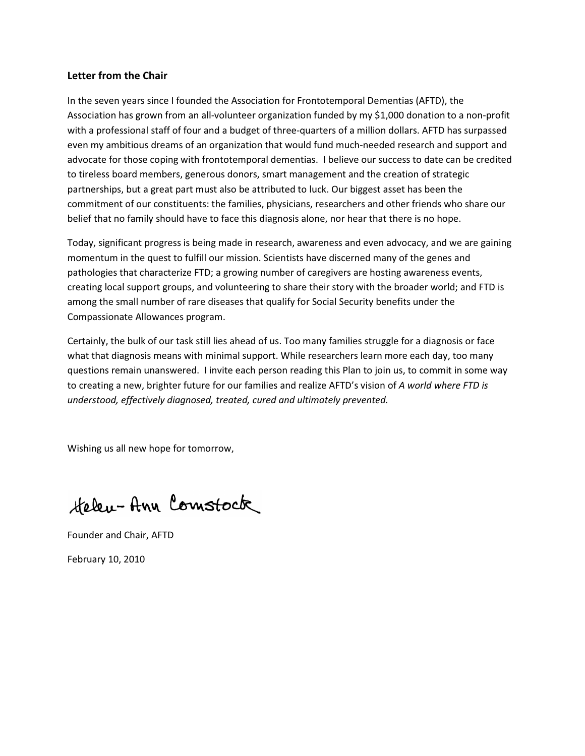**Letter from the Chair**

In the seven years since I founded the Association for Frontotemporal Dementias (AFTD), the Association has grown from an all-volunteer organization funded by my $1,000 donation to a non-profit with a professional staff of four and a budget of three-quarters of a million dollars. AFTD has surpassed even my ambitious dreams of an organization that would fund much-needed research and support and advocate for those coping with frontotemporal dementias. I believe our success to date can be credited to tireless board members, generous donors, smart management and the creation of strategic partnerships, but a great part must also be attributed to luck. Our biggest asset has been the commitment of our constituents: the families, physicians, researchers and other friends who share our belief that no family should have to face this diagnosis alone, nor hear that there is no hope.

Today, significant progress is being made in research, awareness and even advocacy, and we are gaining momentum in the quest to fulfill our mission. Scientists have discerned many of the genes and pathologies that characterize FTD; a growing number of caregivers are hosting awareness events, creating local support groups, and volunteering to share their story with the broader world; and FTD is among the small number of rare diseases that qualify for Social Security benefits under the Compassionate Allowances program.

Certainly, the bulk of our task still lies ahead of us. Too many families struggle for a diagnosis or face what that diagnosis means with minimal support. While researchers learn more each day, too many questions remain unanswered. I invite each person reading this Plan to join us, to commit in some way to creating a new, brighter future for our families and realize AFTD's vision of *A world where FTD is understood, effectively diagnosed, treated, cured and ultimately prevented.*

Wishing us all new hope for tomorrow,

Helen-Ann Comstock

Founder and Chair, AFTD

February 10, 2010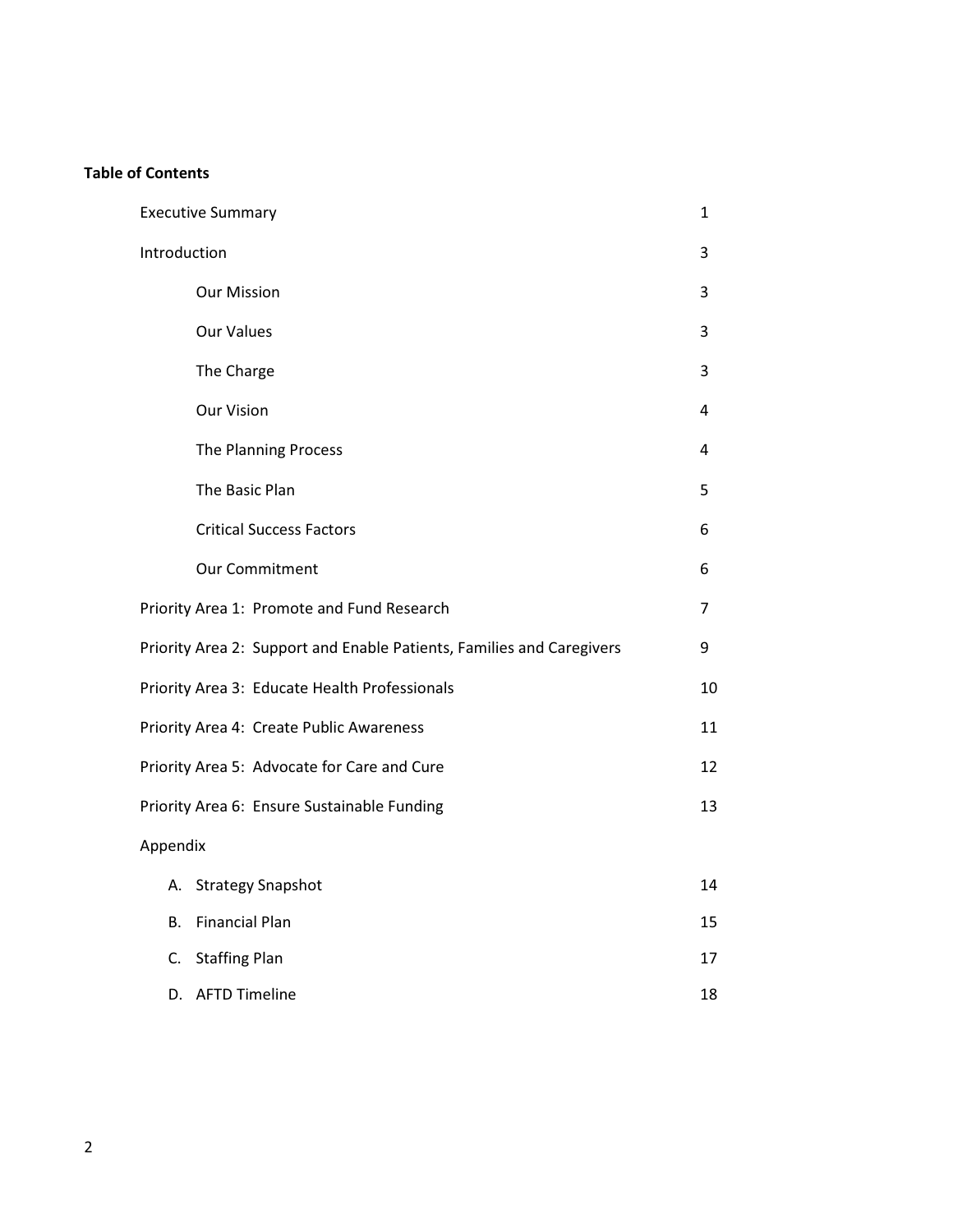**Table of Contents**

| | |
|---|---|
| Executive Summary | 1 |
| Introduction | 3 |
| Our Mission | 3 |
| Our Values | 3 |
| The Charge | 3 |
| Our Vision | 4 |
| The Planning Process | 4 |
| The Basic Plan | 5 |
| Critical Success Factors | 6 |
| Our Commitment | 6 |
| Priority Area 1: Promote and Fund Research | 7 |
| Priority Area 2: Support and Enable Patients, Families and Caregivers | 9 |
| Priority Area 3: Educate Health Professionals | 10 |
| Priority Area 4: Create Public Awareness | 11 |
| Priority Area 5: Advocate for Care and Cure | 12 |
| Priority Area 6: Ensure Sustainable Funding | 13 |
| Appendix | |
| A. Strategy Snapshot | 14 |
| B. Financial Plan | 15 |
| C. Staffing Plan | 17 |
| D. AFTD Timeline | 18 |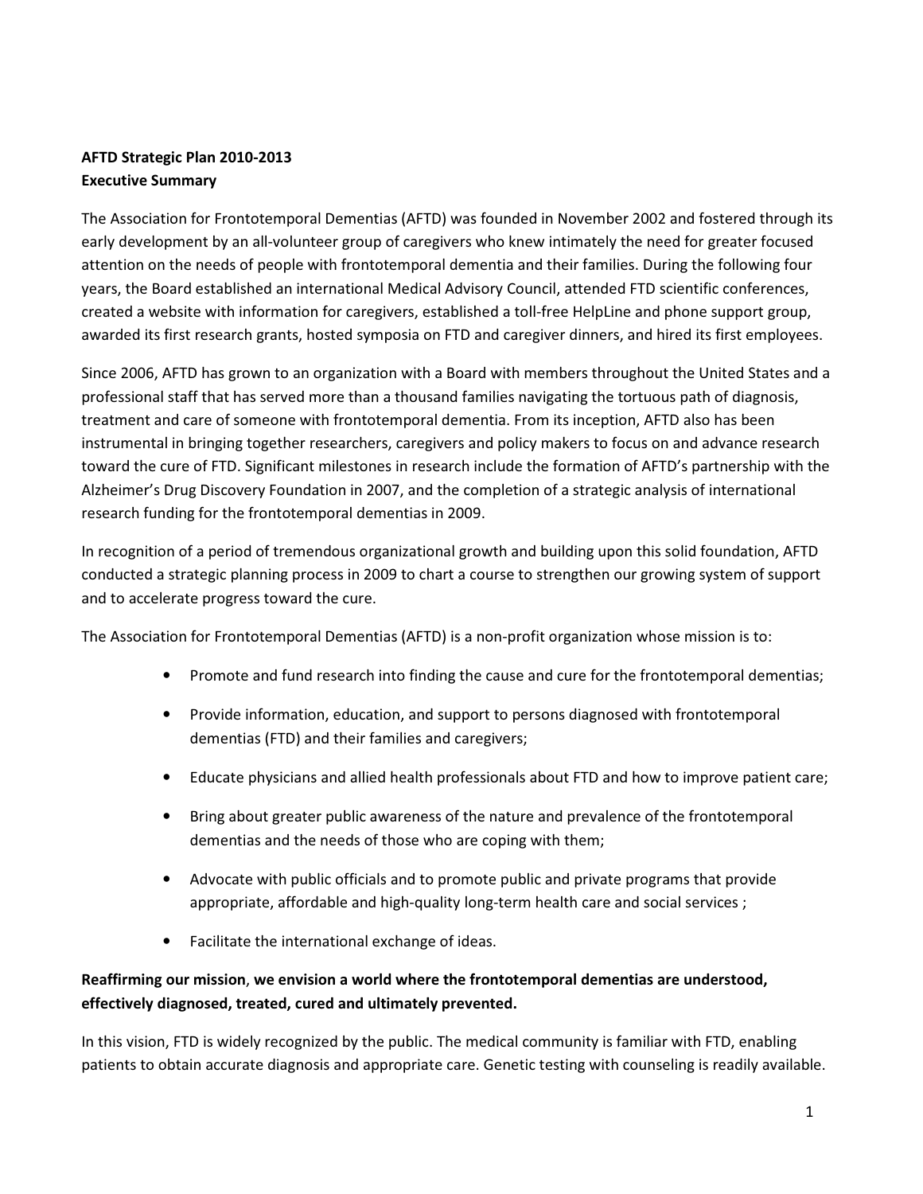**AFTD Strategic Plan 2010-2013**
**Executive Summary**

The Association for Frontotemporal Dementias (AFTD) was founded in November 2002 and fostered through its early development by an all-volunteer group of caregivers who knew intimately the need for greater focused attention on the needs of people with frontotemporal dementia and their families. During the following four years, the Board established an international Medical Advisory Council, attended FTD scientific conferences, created a website with information for caregivers, established a toll-free HelpLine and phone support group, awarded its first research grants, hosted symposia on FTD and caregiver dinners, and hired its first employees.

Since 2006, AFTD has grown to an organization with a Board with members throughout the United States and a professional staff that has served more than a thousand families navigating the tortuous path of diagnosis, treatment and care of someone with frontotemporal dementia. From its inception, AFTD also has been instrumental in bringing together researchers, caregivers and policy makers to focus on and advance research toward the cure of FTD. Significant milestones in research include the formation of AFTD's partnership with the Alzheimer's Drug Discovery Foundation in 2007, and the completion of a strategic analysis of international research funding for the frontotemporal dementias in 2009.

In recognition of a period of tremendous organizational growth and building upon this solid foundation, AFTD conducted a strategic planning process in 2009 to chart a course to strengthen our growing system of support and to accelerate progress toward the cure.

The Association for Frontotemporal Dementias (AFTD) is a non-profit organization whose mission is to:

- Promote and fund research into finding the cause and cure for the frontotemporal dementias;
- Provide information, education, and support to persons diagnosed with frontotemporal dementias (FTD) and their families and caregivers;
- Educate physicians and allied health professionals about FTD and how to improve patient care;
- Bring about greater public awareness of the nature and prevalence of the frontotemporal dementias and the needs of those who are coping with them;
- Advocate with public officials and to promote public and private programs that provide appropriate, affordable and high-quality long-term health care and social services ;
- Facilitate the international exchange of ideas.

**Reaffirming our mission**, **we envision a world where the frontotemporal dementias are understood, effectively diagnosed, treated, cured and ultimately prevented.**

In this vision, FTD is widely recognized by the public. The medical community is familiar with FTD, enabling patients to obtain accurate diagnosis and appropriate care. Genetic testing with counseling is readily available.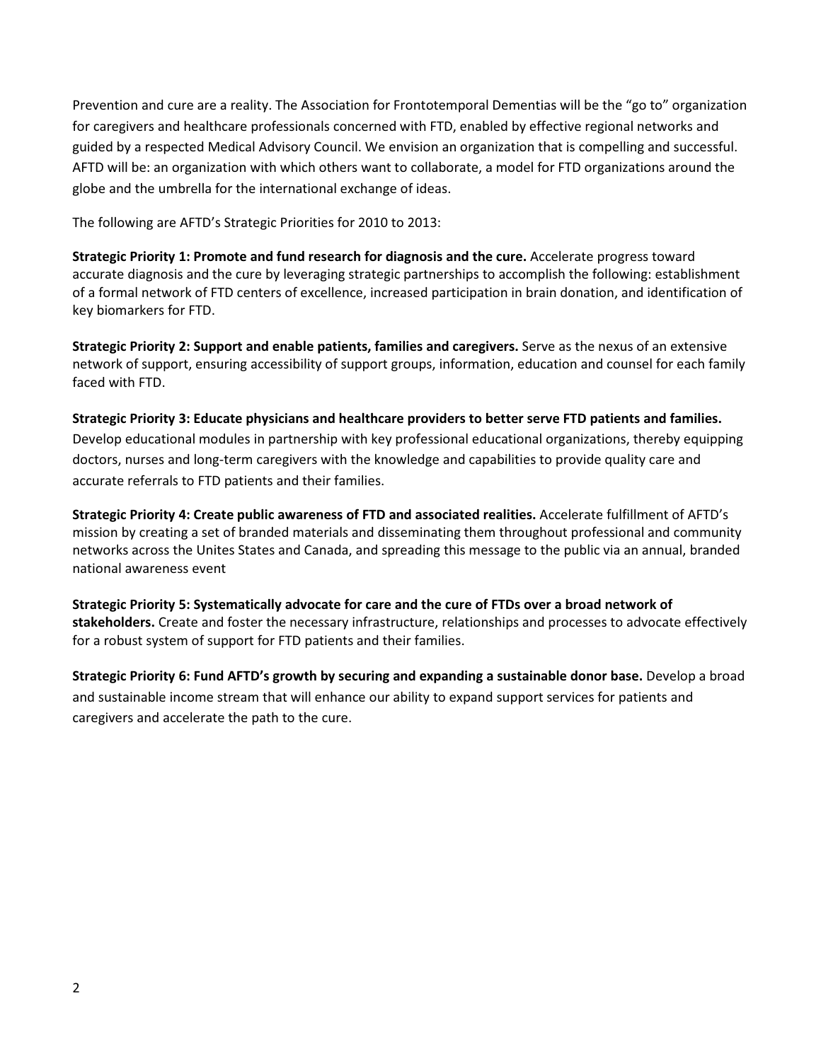Prevention and cure are a reality. The Association for Frontotemporal Dementias will be the "go to" organization for caregivers and healthcare professionals concerned with FTD, enabled by effective regional networks and guided by a respected Medical Advisory Council. We envision an organization that is compelling and successful. AFTD will be: an organization with which others want to collaborate, a model for FTD organizations around the globe and the umbrella for the international exchange of ideas.

The following are AFTD's Strategic Priorities for 2010 to 2013:

**Strategic Priority 1: Promote and fund research for diagnosis and the cure.** Accelerate progress toward accurate diagnosis and the cure by leveraging strategic partnerships to accomplish the following: establishment of a formal network of FTD centers of excellence, increased participation in brain donation, and identification of key biomarkers for FTD.

**Strategic Priority 2: Support and enable patients, families and caregivers.** Serve as the nexus of an extensive network of support, ensuring accessibility of support groups, information, education and counsel for each family faced with FTD.

**Strategic Priority 3: Educate physicians and healthcare providers to better serve FTD patients and families.** Develop educational modules in partnership with key professional educational organizations, thereby equipping doctors, nurses and long-term caregivers with the knowledge and capabilities to provide quality care and accurate referrals to FTD patients and their families.

**Strategic Priority 4: Create public awareness of FTD and associated realities.** Accelerate fulfillment of AFTD's mission by creating a set of branded materials and disseminating them throughout professional and community networks across the Unites States and Canada, and spreading this message to the public via an annual, branded national awareness event

**Strategic Priority 5: Systematically advocate for care and the cure of FTDs over a broad network of stakeholders.** Create and foster the necessary infrastructure, relationships and processes to advocate effectively for a robust system of support for FTD patients and their families.

**Strategic Priority 6: Fund AFTD's growth by securing and expanding a sustainable donor base.** Develop a broad and sustainable income stream that will enhance our ability to expand support services for patients and caregivers and accelerate the path to the cure.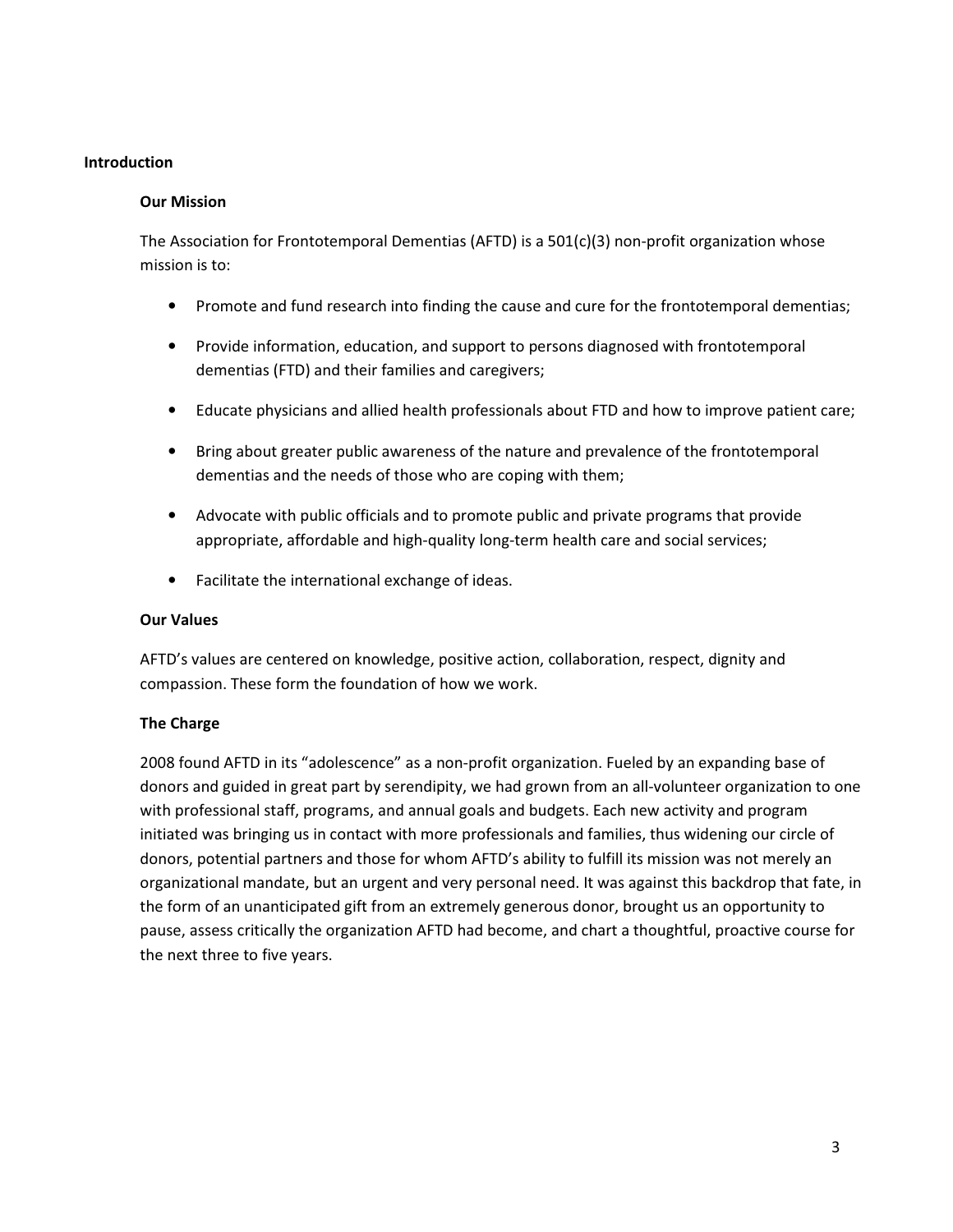# Introduction

## Our Mission

The Association for Frontotemporal Dementias (AFTD) is a 501(c)(3) non-profit organization whose mission is to:

- Promote and fund research into finding the cause and cure for the frontotemporal dementias;
- Provide information, education, and support to persons diagnosed with frontotemporal dementias (FTD) and their families and caregivers;
- Educate physicians and allied health professionals about FTD and how to improve patient care;
- Bring about greater public awareness of the nature and prevalence of the frontotemporal dementias and the needs of those who are coping with them;
- Advocate with public officials and to promote public and private programs that provide appropriate, affordable and high-quality long-term health care and social services;
- Facilitate the international exchange of ideas.

## Our Values

AFTD's values are centered on knowledge, positive action, collaboration, respect, dignity and compassion. These form the foundation of how we work.

## The Charge

2008 found AFTD in its "adolescence" as a non-profit organization. Fueled by an expanding base of donors and guided in great part by serendipity, we had grown from an all-volunteer organization to one with professional staff, programs, and annual goals and budgets. Each new activity and program initiated was bringing us in contact with more professionals and families, thus widening our circle of donors, potential partners and those for whom AFTD's ability to fulfill its mission was not merely an organizational mandate, but an urgent and very personal need. It was against this backdrop that fate, in the form of an unanticipated gift from an extremely generous donor, brought us an opportunity to pause, assess critically the organization AFTD had become, and chart a thoughtful, proactive course for the next three to five years.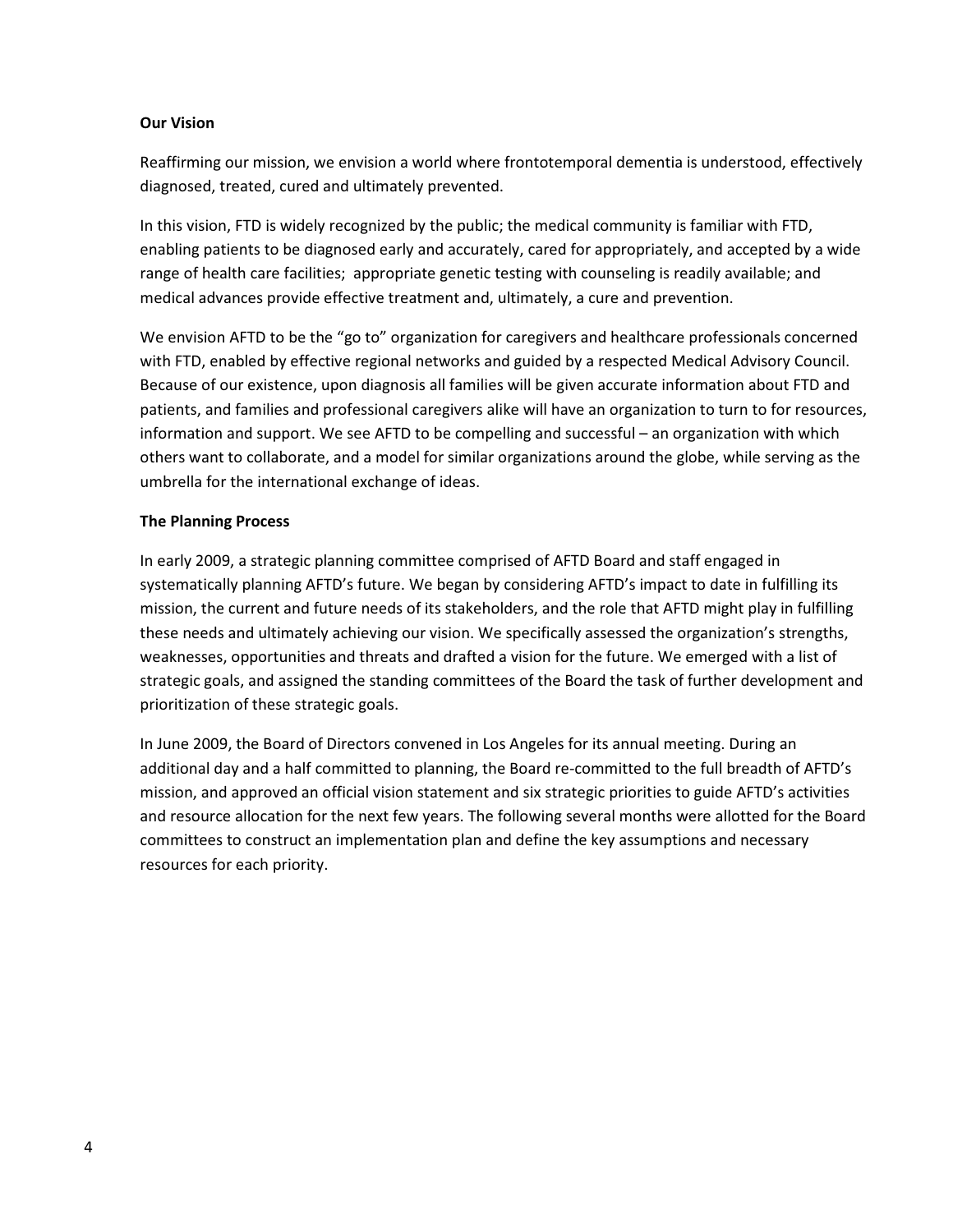**Our Vision**

Reaffirming our mission, we envision a world where frontotemporal dementia is understood, effectively diagnosed, treated, cured and ultimately prevented.

In this vision, FTD is widely recognized by the public; the medical community is familiar with FTD, enabling patients to be diagnosed early and accurately, cared for appropriately, and accepted by a wide range of health care facilities; appropriate genetic testing with counseling is readily available; and medical advances provide effective treatment and, ultimately, a cure and prevention.

We envision AFTD to be the "go to" organization for caregivers and healthcare professionals concerned with FTD, enabled by effective regional networks and guided by a respected Medical Advisory Council. Because of our existence, upon diagnosis all families will be given accurate information about FTD and patients, and families and professional caregivers alike will have an organization to turn to for resources, information and support. We see AFTD to be compelling and successful – an organization with which others want to collaborate, and a model for similar organizations around the globe, while serving as the umbrella for the international exchange of ideas.

**The Planning Process**

In early 2009, a strategic planning committee comprised of AFTD Board and staff engaged in systematically planning AFTD's future. We began by considering AFTD's impact to date in fulfilling its mission, the current and future needs of its stakeholders, and the role that AFTD might play in fulfilling these needs and ultimately achieving our vision. We specifically assessed the organization's strengths, weaknesses, opportunities and threats and drafted a vision for the future. We emerged with a list of strategic goals, and assigned the standing committees of the Board the task of further development and prioritization of these strategic goals.

In June 2009, the Board of Directors convened in Los Angeles for its annual meeting. During an additional day and a half committed to planning, the Board re-committed to the full breadth of AFTD's mission, and approved an official vision statement and six strategic priorities to guide AFTD's activities and resource allocation for the next few years. The following several months were allotted for the Board committees to construct an implementation plan and define the key assumptions and necessary resources for each priority.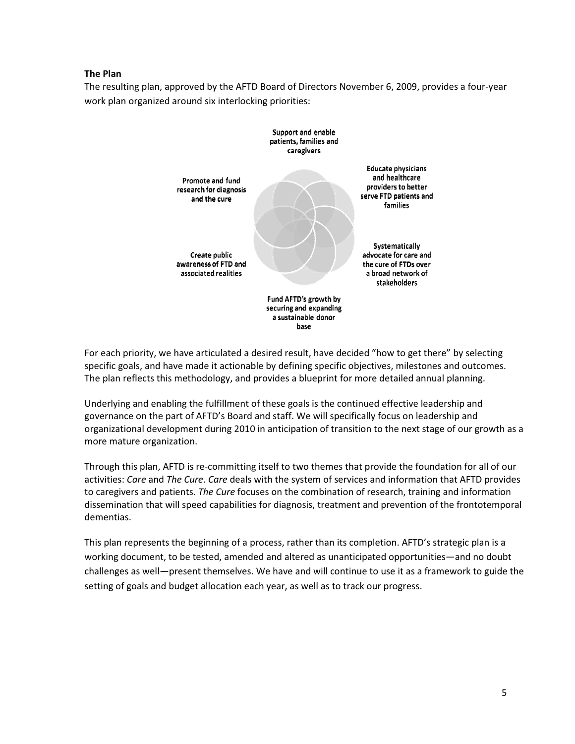**The Plan**

The resulting plan, approved by the AFTD Board of Directors November 6, 2009, provides a four-year work plan organized around six interlocking priorities:

- Support and enable patients, families and caregivers
- Educate physicians and healthcare providers to better serve FTD patients and families
- Systematically advocate for care and the cure of FTDs over a broad network of stakeholders
- Fund AFTD's growth by securing and expanding a sustainable donor base
- Create public awareness of FTD and associated realities
- Promote and fund research for diagnosis and the cure

For each priority, we have articulated a desired result, have decided "how to get there" by selecting specific goals, and have made it actionable by defining specific objectives, milestones and outcomes. The plan reflects this methodology, and provides a blueprint for more detailed annual planning.

Underlying and enabling the fulfillment of these goals is the continued effective leadership and governance on the part of AFTD's Board and staff. We will specifically focus on leadership and organizational development during 2010 in anticipation of transition to the next stage of our growth as a more mature organization.

Through this plan, AFTD is re-committing itself to two themes that provide the foundation for all of our activities: *Care* and *The Cure*. *Care* deals with the system of services and information that AFTD provides to caregivers and patients. *The Cure* focuses on the combination of research, training and information dissemination that will speed capabilities for diagnosis, treatment and prevention of the frontotemporal dementias.

This plan represents the beginning of a process, rather than its completion. AFTD's strategic plan is a working document, to be tested, amended and altered as unanticipated opportunities—and no doubt challenges as well—present themselves. We have and will continue to use it as a framework to guide the setting of goals and budget allocation each year, as well as to track our progress.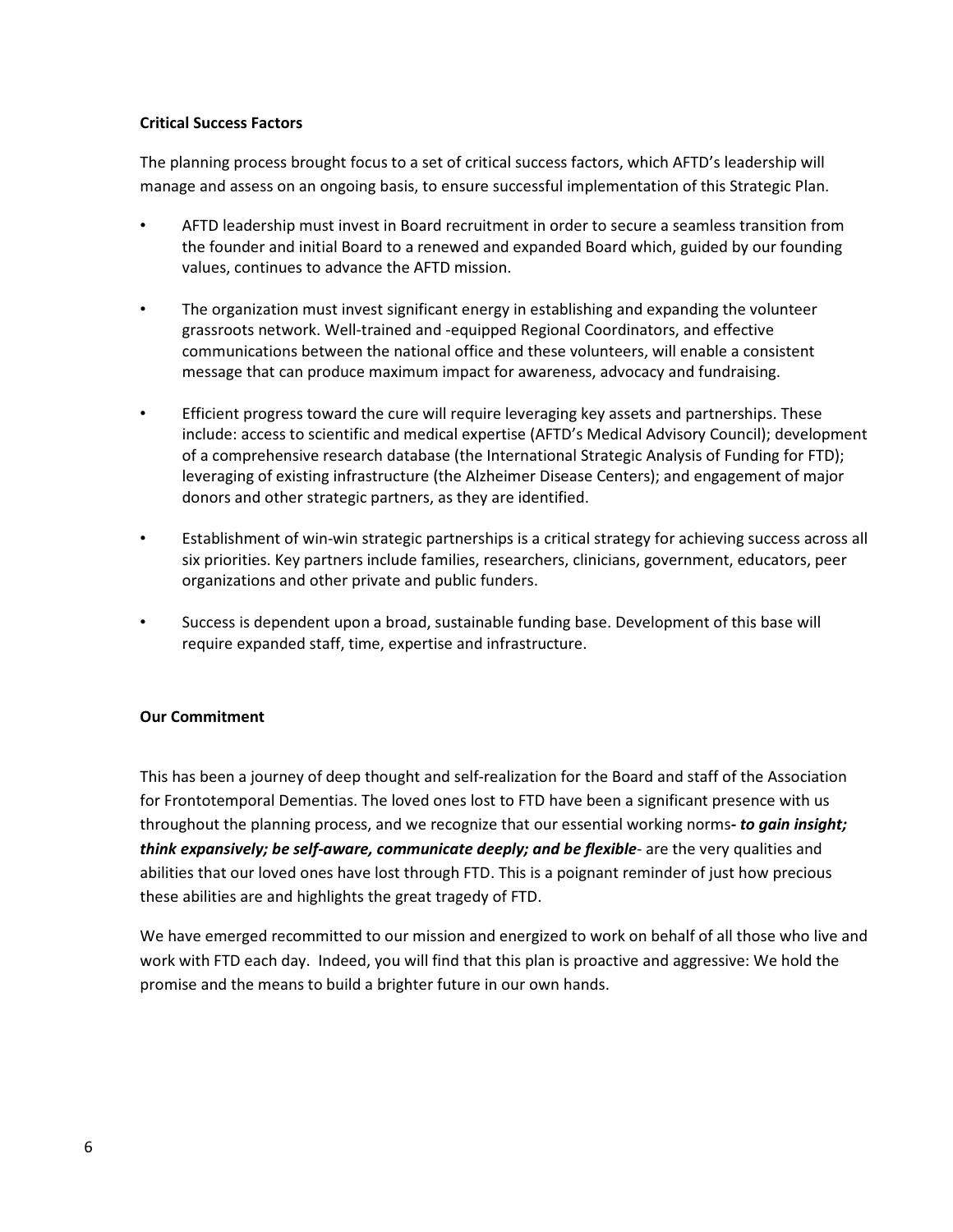## Critical Success Factors

The planning process brought focus to a set of critical success factors, which AFTD's leadership will manage and assess on an ongoing basis, to ensure successful implementation of this Strategic Plan.

- AFTD leadership must invest in Board recruitment in order to secure a seamless transition from the founder and initial Board to a renewed and expanded Board which, guided by our founding values, continues to advance the AFTD mission.

- The organization must invest significant energy in establishing and expanding the volunteer grassroots network. Well-trained and -equipped Regional Coordinators, and effective communications between the national office and these volunteers, will enable a consistent message that can produce maximum impact for awareness, advocacy and fundraising.

- Efficient progress toward the cure will require leveraging key assets and partnerships. These include: access to scientific and medical expertise (AFTD's Medical Advisory Council); development of a comprehensive research database (the International Strategic Analysis of Funding for FTD); leveraging of existing infrastructure (the Alzheimer Disease Centers); and engagement of major donors and other strategic partners, as they are identified.

- Establishment of win-win strategic partnerships is a critical strategy for achieving success across all six priorities. Key partners include families, researchers, clinicians, government, educators, peer organizations and other private and public funders.

- Success is dependent upon a broad, sustainable funding base. Development of this base will require expanded staff, time, expertise and infrastructure.

## Our Commitment

This has been a journey of deep thought and self-realization for the Board and staff of the Association for Frontotemporal Dementias. The loved ones lost to FTD have been a significant presence with us throughout the planning process, and we recognize that our essential working norms***- to gain insight; think expansively; be self-aware, communicate deeply; and be flexible***- are the very qualities and abilities that our loved ones have lost through FTD. This is a poignant reminder of just how precious these abilities are and highlights the great tragedy of FTD.

We have emerged recommitted to our mission and energized to work on behalf of all those who live and work with FTD each day. Indeed, you will find that this plan is proactive and aggressive: We hold the promise and the means to build a brighter future in our own hands.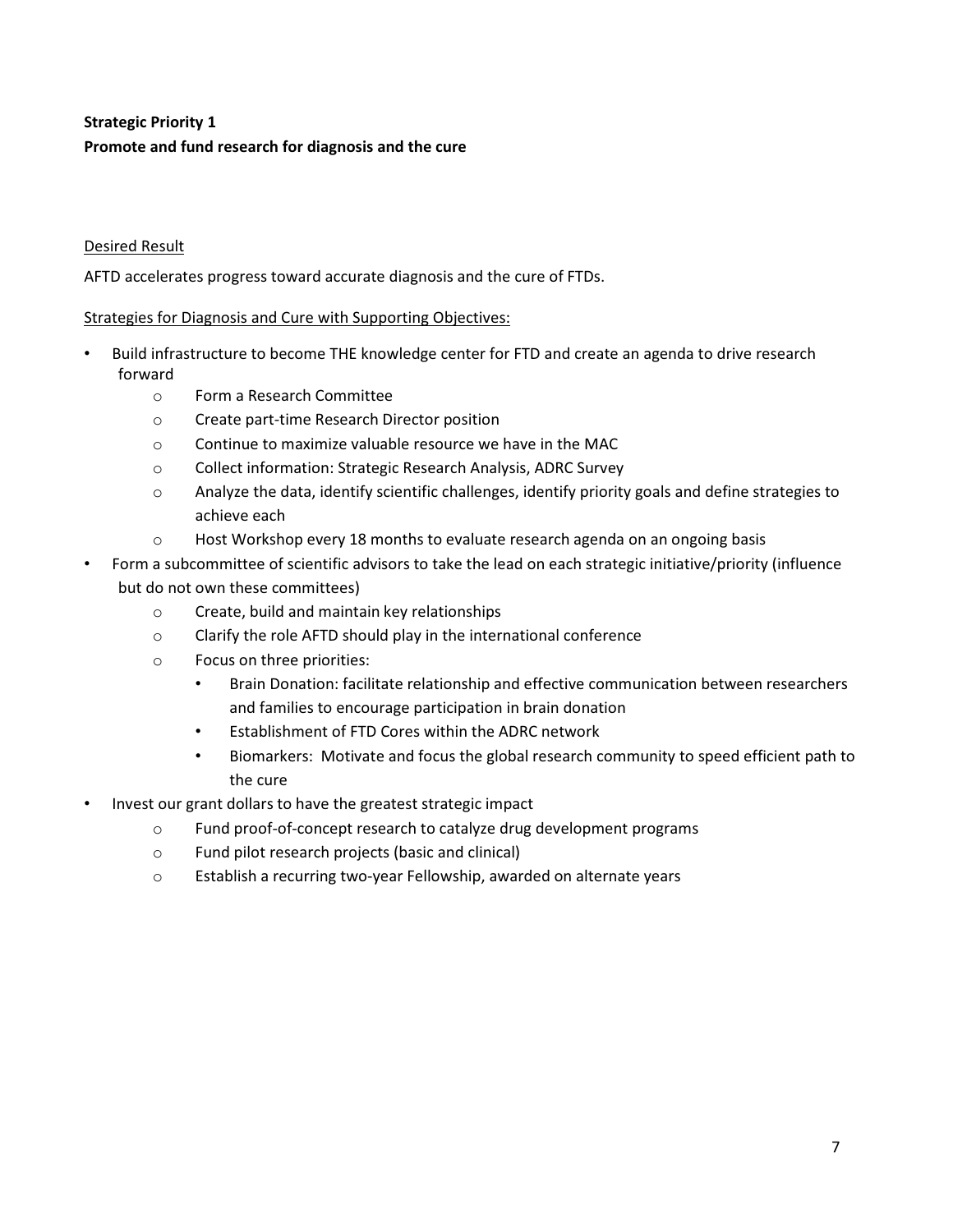**Strategic Priority 1**
**Promote and fund research for diagnosis and the cure**

Desired Result

AFTD accelerates progress toward accurate diagnosis and the cure of FTDs.

Strategies for Diagnosis and Cure with Supporting Objectives:

- Build infrastructure to become THE knowledge center for FTD and create an agenda to drive research forward
  - Form a Research Committee
  - Create part-time Research Director position
  - Continue to maximize valuable resource we have in the MAC
  - Collect information: Strategic Research Analysis, ADRC Survey
  - Analyze the data, identify scientific challenges, identify priority goals and define strategies to achieve each
  - Host Workshop every 18 months to evaluate research agenda on an ongoing basis
- Form a subcommittee of scientific advisors to take the lead on each strategic initiative/priority (influence but do not own these committees)
  - Create, build and maintain key relationships
  - Clarify the role AFTD should play in the international conference
  - Focus on three priorities:
    - Brain Donation: facilitate relationship and effective communication between researchers and families to encourage participation in brain donation
    - Establishment of FTD Cores within the ADRC network
    - Biomarkers: Motivate and focus the global research community to speed efficient path to the cure
- Invest our grant dollars to have the greatest strategic impact
  - Fund proof-of-concept research to catalyze drug development programs
  - Fund pilot research projects (basic and clinical)
  - Establish a recurring two-year Fellowship, awarded on alternate years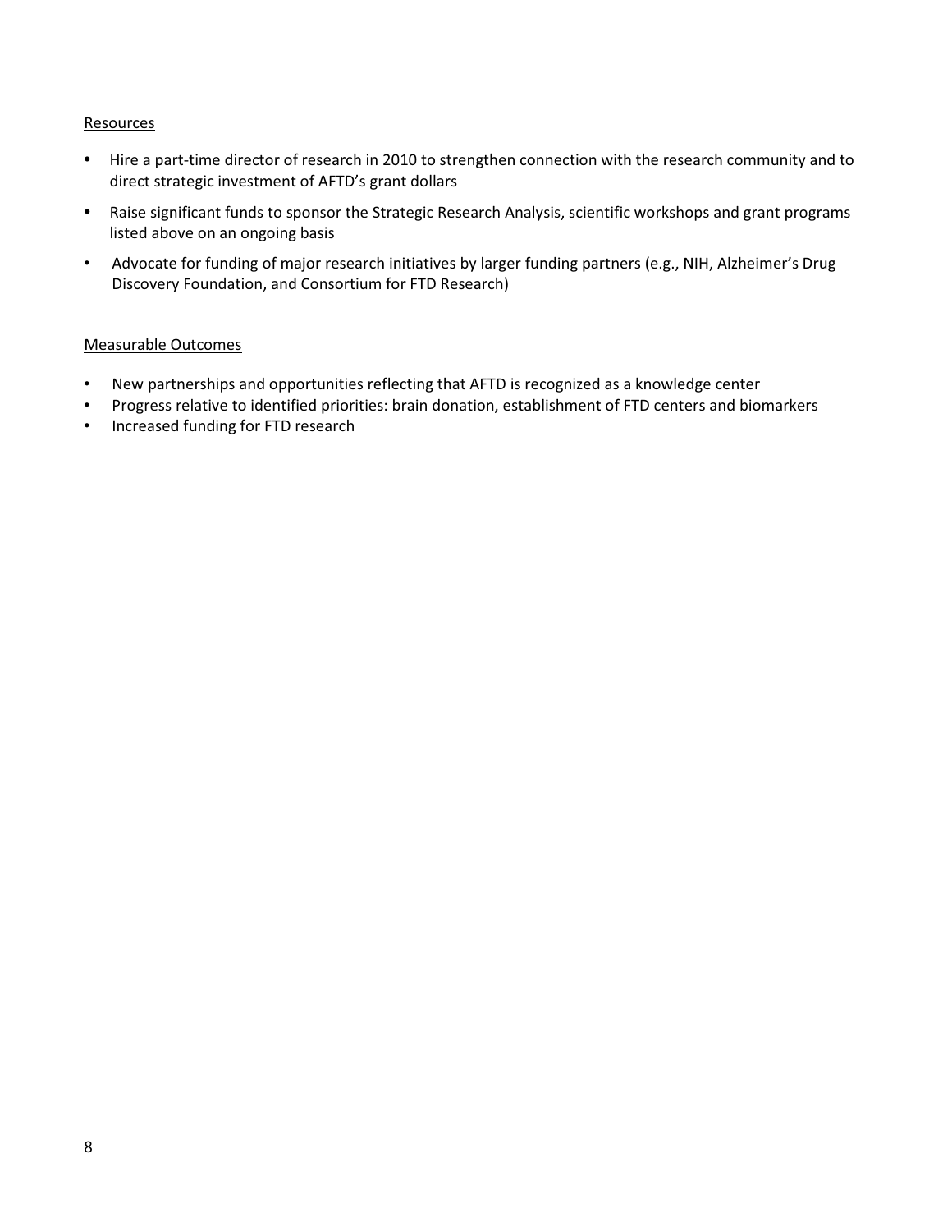Resources

- Hire a part-time director of research in 2010 to strengthen connection with the research community and to direct strategic investment of AFTD's grant dollars
- Raise significant funds to sponsor the Strategic Research Analysis, scientific workshops and grant programs listed above on an ongoing basis
- Advocate for funding of major research initiatives by larger funding partners (e.g., NIH, Alzheimer's Drug Discovery Foundation, and Consortium for FTD Research)

Measurable Outcomes

- New partnerships and opportunities reflecting that AFTD is recognized as a knowledge center
- Progress relative to identified priorities: brain donation, establishment of FTD centers and biomarkers
- Increased funding for FTD research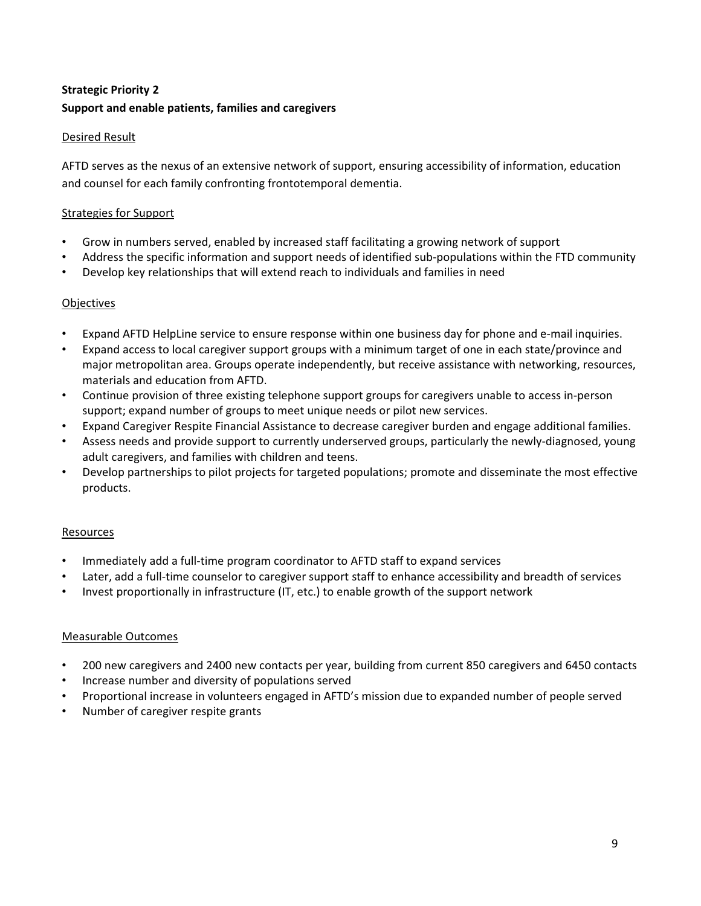**Strategic Priority 2**
**Support and enable patients, families and caregivers**

Desired Result

AFTD serves as the nexus of an extensive network of support, ensuring accessibility of information, education and counsel for each family confronting frontotemporal dementia.

Strategies for Support

- Grow in numbers served, enabled by increased staff facilitating a growing network of support
- Address the specific information and support needs of identified sub-populations within the FTD community
- Develop key relationships that will extend reach to individuals and families in need

Objectives

- Expand AFTD HelpLine service to ensure response within one business day for phone and e-mail inquiries.
- Expand access to local caregiver support groups with a minimum target of one in each state/province and major metropolitan area. Groups operate independently, but receive assistance with networking, resources, materials and education from AFTD.
- Continue provision of three existing telephone support groups for caregivers unable to access in-person support; expand number of groups to meet unique needs or pilot new services.
- Expand Caregiver Respite Financial Assistance to decrease caregiver burden and engage additional families.
- Assess needs and provide support to currently underserved groups, particularly the newly-diagnosed, young adult caregivers, and families with children and teens.
- Develop partnerships to pilot projects for targeted populations; promote and disseminate the most effective products.

Resources

- Immediately add a full-time program coordinator to AFTD staff to expand services
- Later, add a full-time counselor to caregiver support staff to enhance accessibility and breadth of services
- Invest proportionally in infrastructure (IT, etc.) to enable growth of the support network

Measurable Outcomes

- 200 new caregivers and 2400 new contacts per year, building from current 850 caregivers and 6450 contacts
- Increase number and diversity of populations served
- Proportional increase in volunteers engaged in AFTD's mission due to expanded number of people served
- Number of caregiver respite grants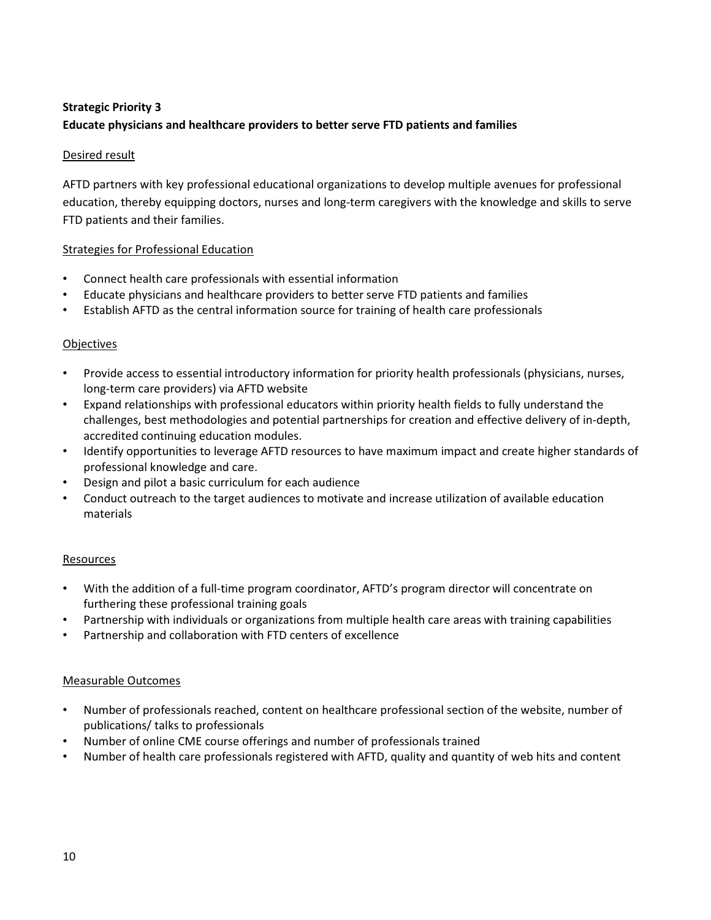**Strategic Priority 3**

**Educate physicians and healthcare providers to better serve FTD patients and families**

Desired result

AFTD partners with key professional educational organizations to develop multiple avenues for professional education, thereby equipping doctors, nurses and long-term caregivers with the knowledge and skills to serve FTD patients and their families.

Strategies for Professional Education

- Connect health care professionals with essential information
- Educate physicians and healthcare providers to better serve FTD patients and families
- Establish AFTD as the central information source for training of health care professionals

Objectives

- Provide access to essential introductory information for priority health professionals (physicians, nurses, long-term care providers) via AFTD website
- Expand relationships with professional educators within priority health fields to fully understand the challenges, best methodologies and potential partnerships for creation and effective delivery of in-depth, accredited continuing education modules.
- Identify opportunities to leverage AFTD resources to have maximum impact and create higher standards of professional knowledge and care.
- Design and pilot a basic curriculum for each audience
- Conduct outreach to the target audiences to motivate and increase utilization of available education materials

Resources

- With the addition of a full-time program coordinator, AFTD's program director will concentrate on furthering these professional training goals
- Partnership with individuals or organizations from multiple health care areas with training capabilities
- Partnership and collaboration with FTD centers of excellence

Measurable Outcomes

- Number of professionals reached, content on healthcare professional section of the website, number of publications/ talks to professionals
- Number of online CME course offerings and number of professionals trained
- Number of health care professionals registered with AFTD, quality and quantity of web hits and content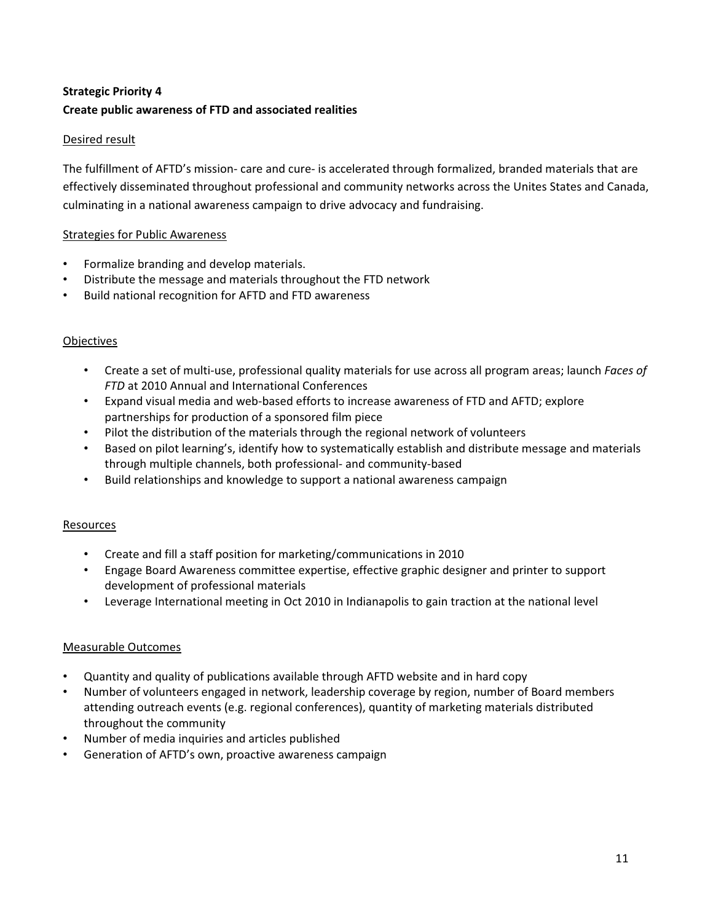**Strategic Priority 4**
**Create public awareness of FTD and associated realities**

Desired result

The fulfillment of AFTD's mission- care and cure- is accelerated through formalized, branded materials that are effectively disseminated throughout professional and community networks across the Unites States and Canada, culminating in a national awareness campaign to drive advocacy and fundraising.

Strategies for Public Awareness

- Formalize branding and develop materials.
- Distribute the message and materials throughout the FTD network
- Build national recognition for AFTD and FTD awareness

Objectives

- Create a set of multi-use, professional quality materials for use across all program areas; launch *Faces of FTD* at 2010 Annual and International Conferences
- Expand visual media and web-based efforts to increase awareness of FTD and AFTD; explore partnerships for production of a sponsored film piece
- Pilot the distribution of the materials through the regional network of volunteers
- Based on pilot learning's, identify how to systematically establish and distribute message and materials through multiple channels, both professional- and community-based
- Build relationships and knowledge to support a national awareness campaign

Resources

- Create and fill a staff position for marketing/communications in 2010
- Engage Board Awareness committee expertise, effective graphic designer and printer to support development of professional materials
- Leverage International meeting in Oct 2010 in Indianapolis to gain traction at the national level

Measurable Outcomes

- Quantity and quality of publications available through AFTD website and in hard copy
- Number of volunteers engaged in network, leadership coverage by region, number of Board members attending outreach events (e.g. regional conferences), quantity of marketing materials distributed throughout the community
- Number of media inquiries and articles published
- Generation of AFTD's own, proactive awareness campaign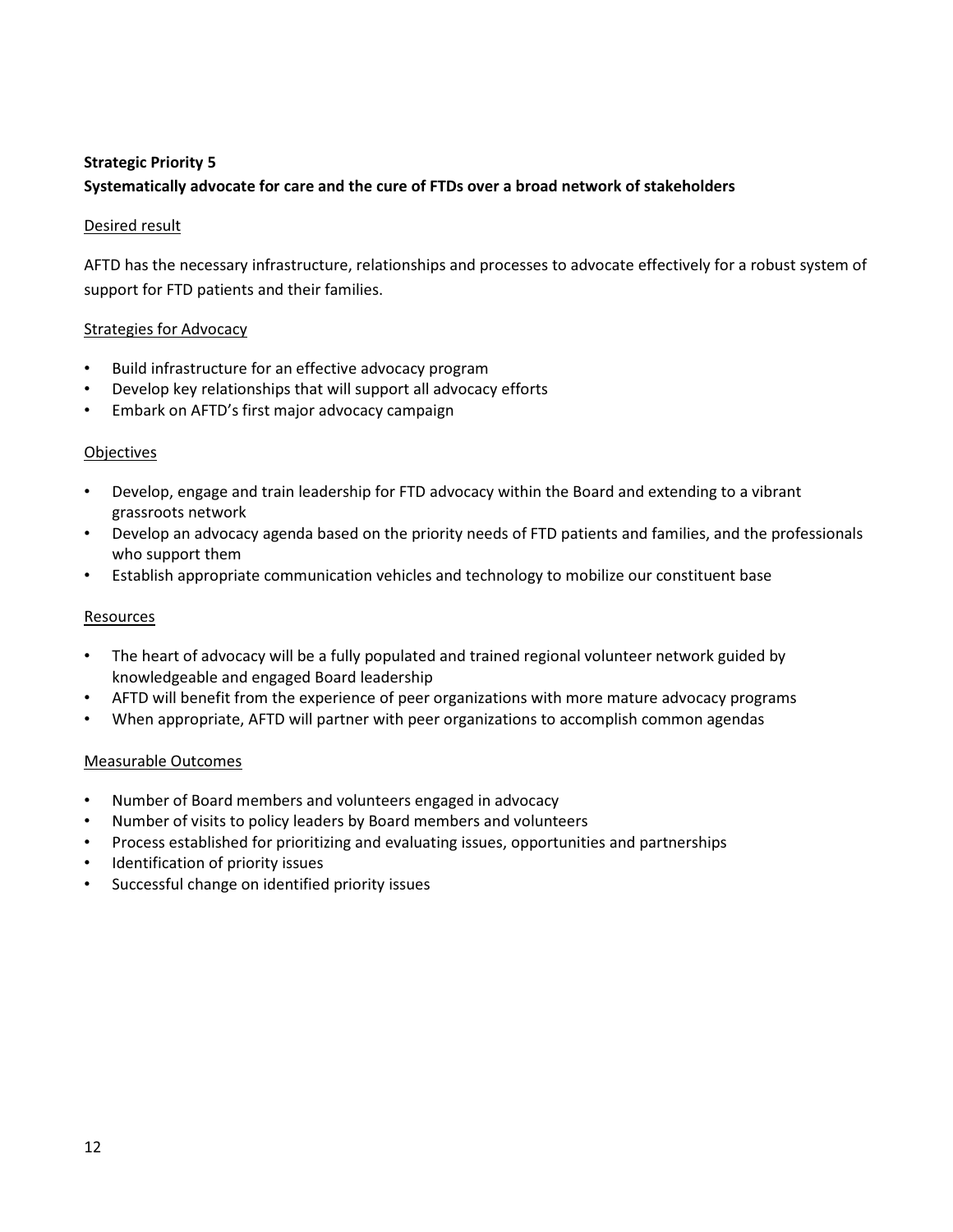**Strategic Priority 5**
**Systematically advocate for care and the cure of FTDs over a broad network of stakeholders**

Desired result

AFTD has the necessary infrastructure, relationships and processes to advocate effectively for a robust system of support for FTD patients and their families.

Strategies for Advocacy

- Build infrastructure for an effective advocacy program
- Develop key relationships that will support all advocacy efforts
- Embark on AFTD's first major advocacy campaign

Objectives

- Develop, engage and train leadership for FTD advocacy within the Board and extending to a vibrant grassroots network
- Develop an advocacy agenda based on the priority needs of FTD patients and families, and the professionals who support them
- Establish appropriate communication vehicles and technology to mobilize our constituent base

Resources

- The heart of advocacy will be a fully populated and trained regional volunteer network guided by knowledgeable and engaged Board leadership
- AFTD will benefit from the experience of peer organizations with more mature advocacy programs
- When appropriate, AFTD will partner with peer organizations to accomplish common agendas

Measurable Outcomes

- Number of Board members and volunteers engaged in advocacy
- Number of visits to policy leaders by Board members and volunteers
- Process established for prioritizing and evaluating issues, opportunities and partnerships
- Identification of priority issues
- Successful change on identified priority issues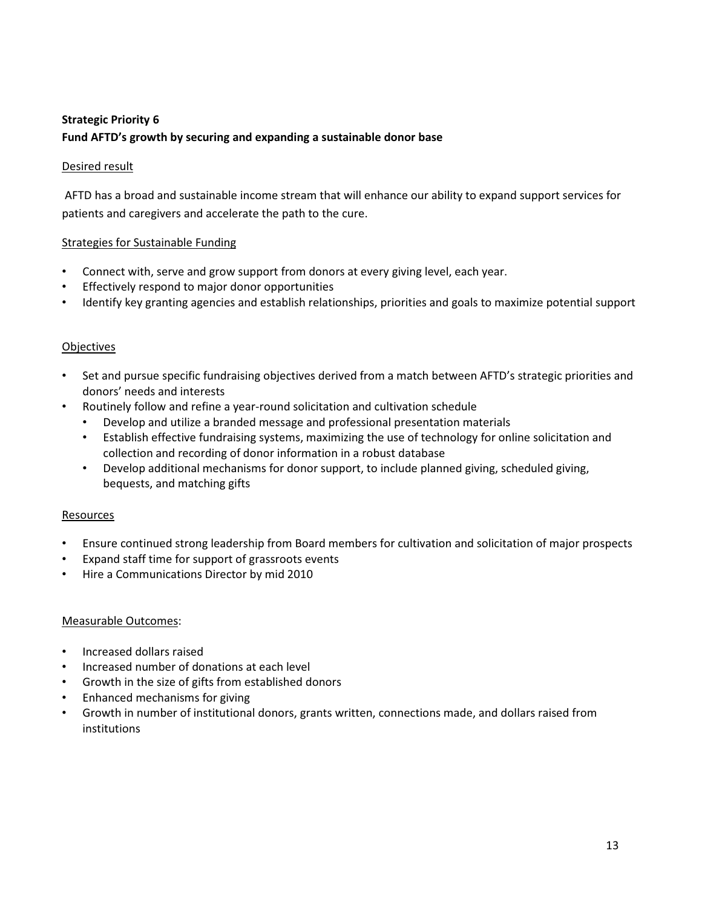**Strategic Priority 6**
**Fund AFTD's growth by securing and expanding a sustainable donor base**

Desired result

AFTD has a broad and sustainable income stream that will enhance our ability to expand support services for patients and caregivers and accelerate the path to the cure.

Strategies for Sustainable Funding

- Connect with, serve and grow support from donors at every giving level, each year.
- Effectively respond to major donor opportunities
- Identify key granting agencies and establish relationships, priorities and goals to maximize potential support

Objectives

- Set and pursue specific fundraising objectives derived from a match between AFTD's strategic priorities and donors' needs and interests
- Routinely follow and refine a year-round solicitation and cultivation schedule
  - Develop and utilize a branded message and professional presentation materials
  - Establish effective fundraising systems, maximizing the use of technology for online solicitation and collection and recording of donor information in a robust database
  - Develop additional mechanisms for donor support, to include planned giving, scheduled giving, bequests, and matching gifts

Resources

- Ensure continued strong leadership from Board members for cultivation and solicitation of major prospects
- Expand staff time for support of grassroots events
- Hire a Communications Director by mid 2010

Measurable Outcomes:

- Increased dollars raised
- Increased number of donations at each level
- Growth in the size of gifts from established donors
- Enhanced mechanisms for giving
- Growth in number of institutional donors, grants written, connections made, and dollars raised from institutions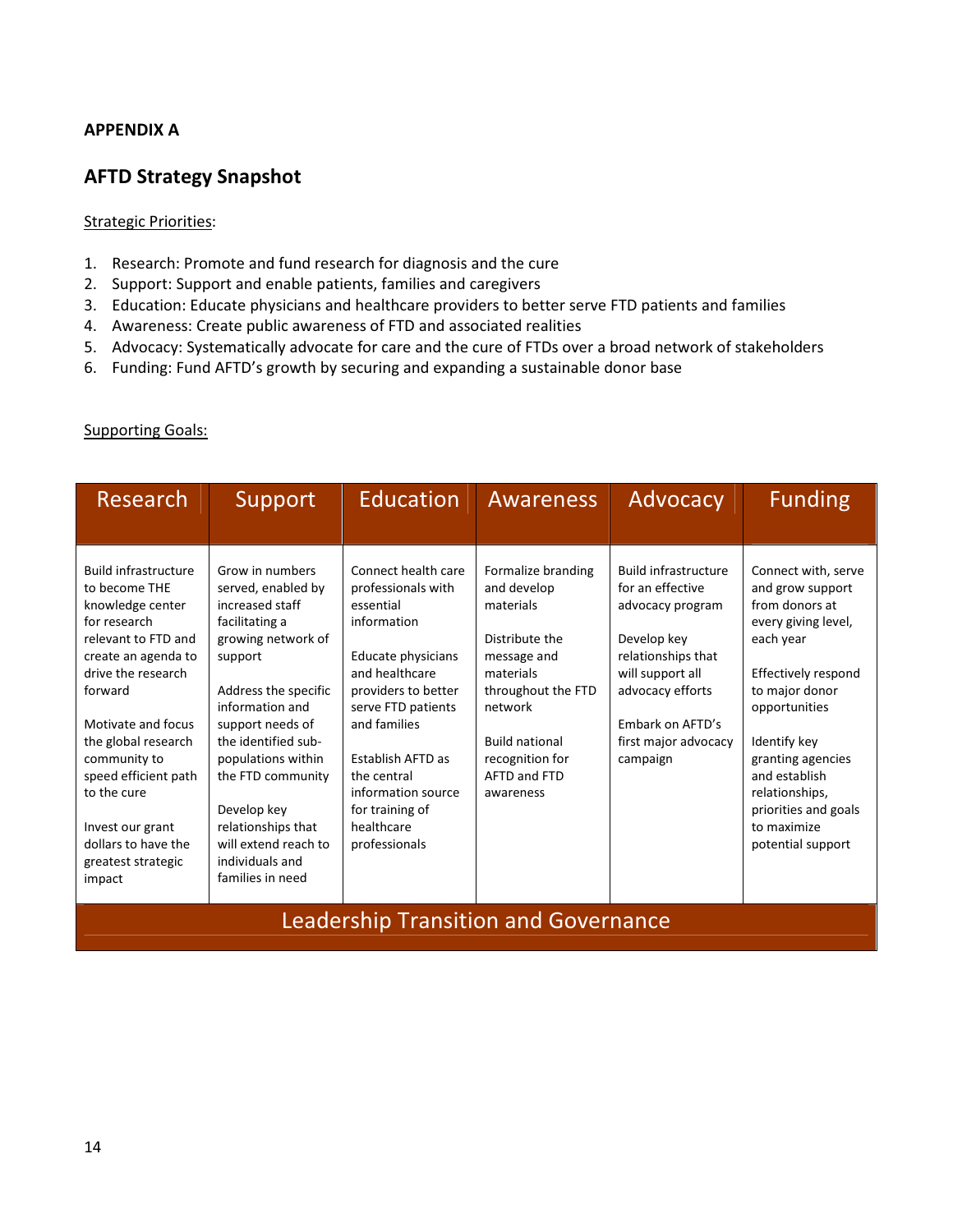**APPENDIX A**

## AFTD Strategy Snapshot

Strategic Priorities:

1. Research: Promote and fund research for diagnosis and the cure
2. Support: Support and enable patients, families and caregivers
3. Education: Educate physicians and healthcare providers to better serve FTD patients and families
4. Awareness: Create public awareness of FTD and associated realities
5. Advocacy: Systematically advocate for care and the cure of FTDs over a broad network of stakeholders
6. Funding: Fund AFTD's growth by securing and expanding a sustainable donor base

Supporting Goals:

| Research | Support | Education | Awareness | Advocacy | Funding |
|---|---|---|---|---|---|
| Build infrastructure to become THE knowledge center for research relevant to FTD and create an agenda to drive the research forward<br><br>Motivate and focus the global research community to speed efficient path to the cure<br><br>Invest our grant dollars to have the greatest strategic impact | Grow in numbers served, enabled by increased staff facilitating a growing network of support<br><br>Address the specific information and support needs of the identified sub-populations within the FTD community<br><br>Develop key relationships that will extend reach to individuals and families in need | Connect health care professionals with essential information<br><br>Educate physicians and healthcare providers to better serve FTD patients and families<br><br>Establish AFTD as the central information source for training of healthcare professionals | Formalize branding and develop materials<br><br>Distribute the message and materials throughout the FTD network<br><br>Build national recognition for AFTD and FTD awareness | Build infrastructure for an effective advocacy program<br><br>Develop key relationships that will support all advocacy efforts<br><br>Embark on AFTD's first major advocacy campaign | Connect with, serve and grow support from donors at every giving level, each year<br><br>Effectively respond to major donor opportunities<br><br>Identify key granting agencies and establish relationships, priorities and goals to maximize potential support |
| Leadership Transition and Governance | | | | | |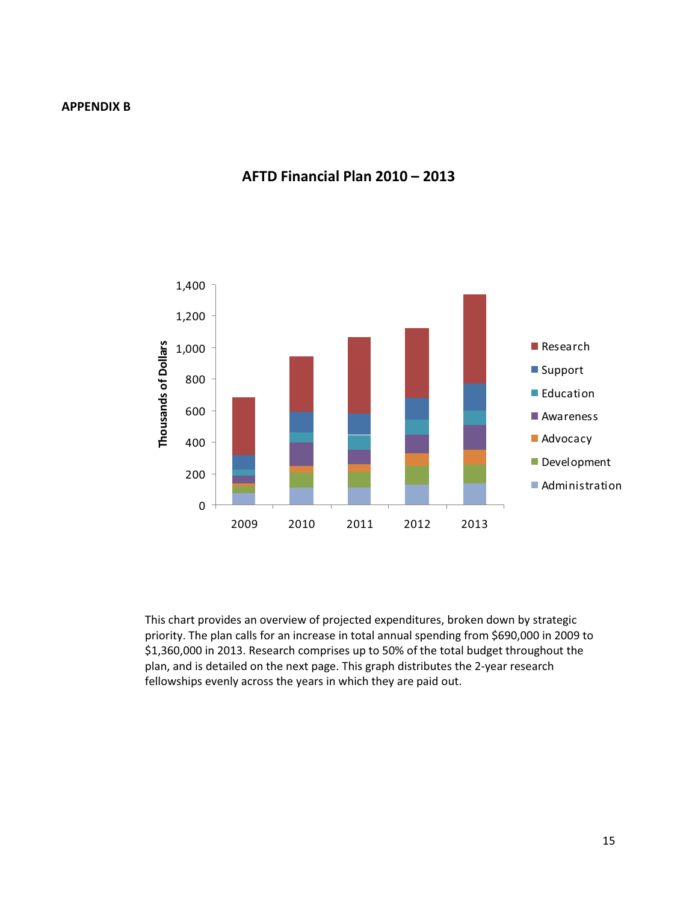**APPENDIX B**

## AFTD Financial Plan 2010 – 2013

This chart provides an overview of projected expenditures, broken down by strategic priority. The plan calls for an increase in total annual spending from $690,000 in 2009 to $1,360,000 in 2013. Research comprises up to 50% of the total budget throughout the plan, and is detailed on the next page. This graph distributes the 2-year research fellowships evenly across the years in which they are paid out.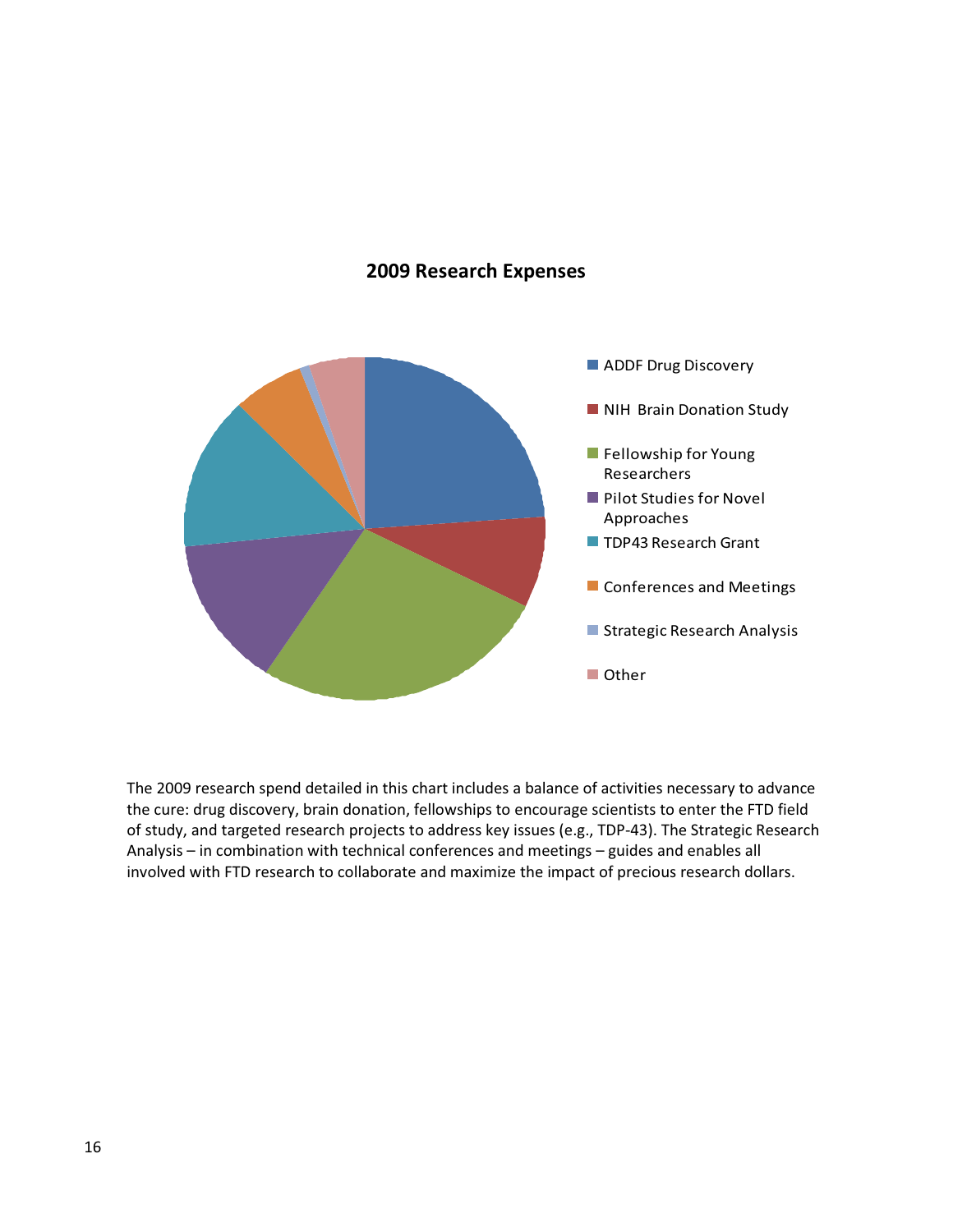## 2009 Research Expenses

- ADDF Drug Discovery
- NIH Brain Donation Study
- Fellowship for Young Researchers
- Pilot Studies for Novel Approaches
- TDP43 Research Grant
- Conferences and Meetings
- Strategic Research Analysis
- Other

The 2009 research spend detailed in this chart includes a balance of activities necessary to advance the cure: drug discovery, brain donation, fellowships to encourage scientists to enter the FTD field of study, and targeted research projects to address key issues (e.g., TDP-43). The Strategic Research Analysis – in combination with technical conferences and meetings – guides and enables all involved with FTD research to collaborate and maximize the impact of precious research dollars.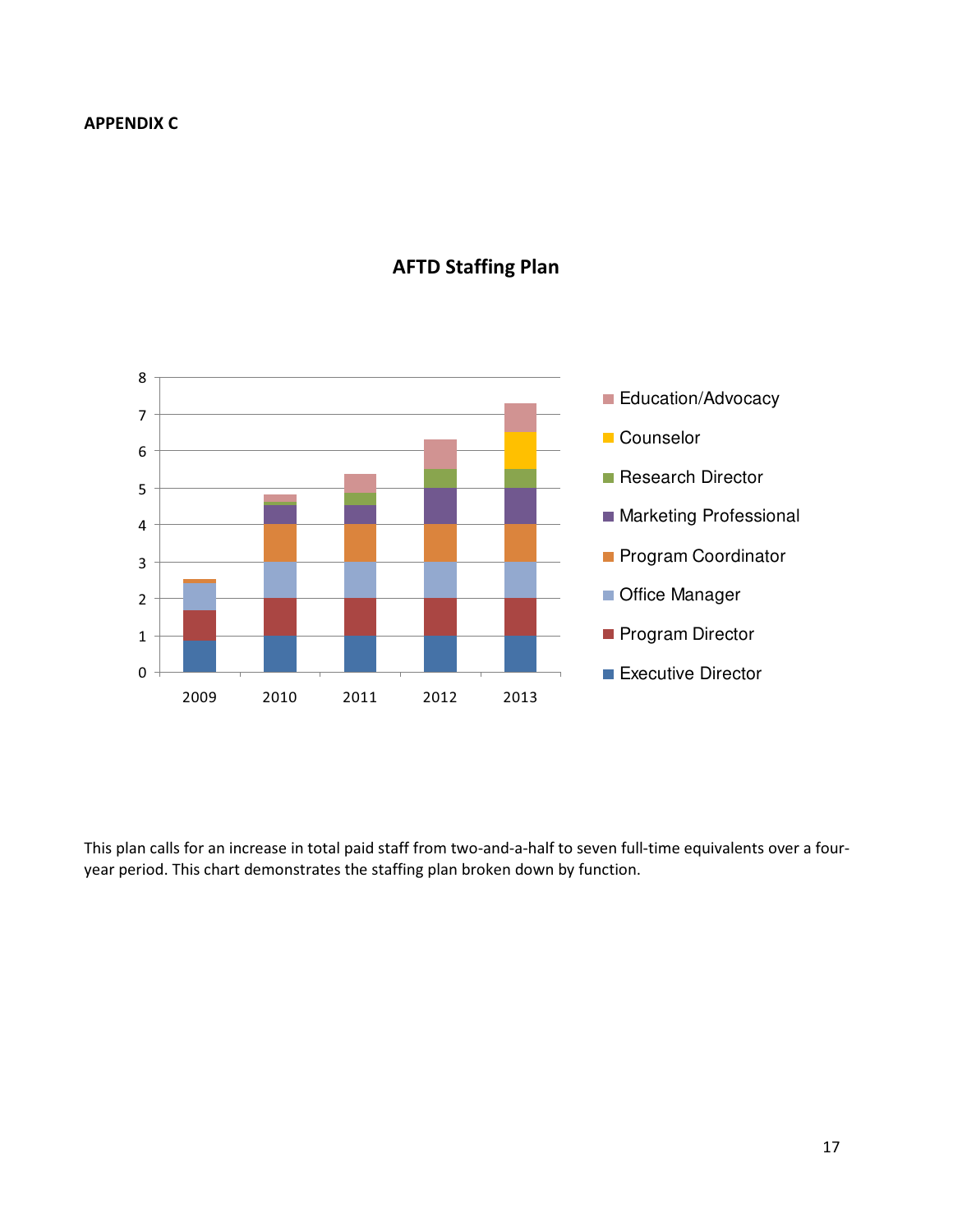**APPENDIX C**

**AFTD Staffing Plan**

This plan calls for an increase in total paid staff from two-and-a-half to seven full-time equivalents over a four-year period. This chart demonstrates the staffing plan broken down by function.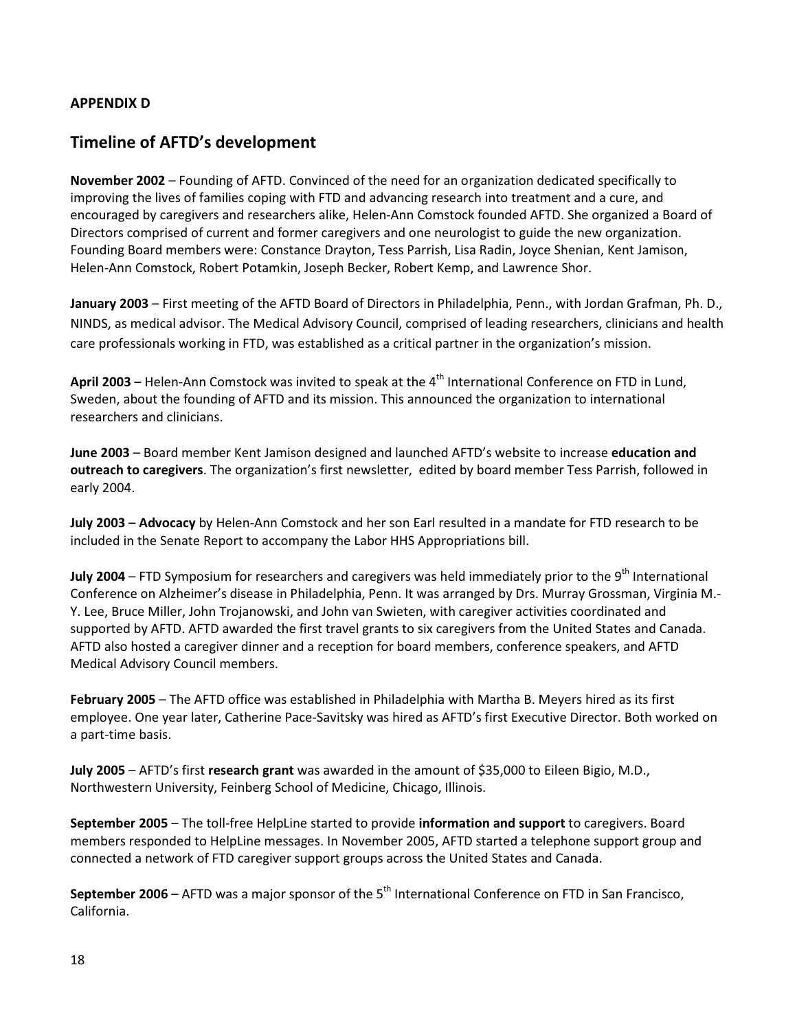**APPENDIX D**

## Timeline of AFTD's development

**November 2002** – Founding of AFTD. Convinced of the need for an organization dedicated specifically to improving the lives of families coping with FTD and advancing research into treatment and a cure, and encouraged by caregivers and researchers alike, Helen-Ann Comstock founded AFTD. She organized a Board of Directors comprised of current and former caregivers and one neurologist to guide the new organization. Founding Board members were: Constance Drayton, Tess Parrish, Lisa Radin, Joyce Shenian, Kent Jamison, Helen-Ann Comstock, Robert Potamkin, Joseph Becker, Robert Kemp, and Lawrence Shor.

**January 2003** – First meeting of the AFTD Board of Directors in Philadelphia, Penn., with Jordan Grafman, Ph. D., NINDS, as medical advisor. The Medical Advisory Council, comprised of leading researchers, clinicians and health care professionals working in FTD, was established as a critical partner in the organization's mission.

**April 2003** – Helen-Ann Comstock was invited to speak at the 4th International Conference on FTD in Lund, Sweden, about the founding of AFTD and its mission. This announced the organization to international researchers and clinicians.

**June 2003** – Board member Kent Jamison designed and launched AFTD's website to increase **education and outreach to caregivers**. The organization's first newsletter, edited by board member Tess Parrish, followed in early 2004.

**July 2003** – **Advocacy** by Helen-Ann Comstock and her son Earl resulted in a mandate for FTD research to be included in the Senate Report to accompany the Labor HHS Appropriations bill.

**July 2004** – FTD Symposium for researchers and caregivers was held immediately prior to the 9th International Conference on Alzheimer's disease in Philadelphia, Penn. It was arranged by Drs. Murray Grossman, Virginia M.-Y. Lee, Bruce Miller, John Trojanowski, and John van Swieten, with caregiver activities coordinated and supported by AFTD. AFTD awarded the first travel grants to six caregivers from the United States and Canada. AFTD also hosted a caregiver dinner and a reception for board members, conference speakers, and AFTD Medical Advisory Council members.

**February 2005** – The AFTD office was established in Philadelphia with Martha B. Meyers hired as its first employee. One year later, Catherine Pace-Savitsky was hired as AFTD's first Executive Director. Both worked on a part-time basis.

**July 2005** – AFTD's first **research grant** was awarded in the amount of $35,000 to Eileen Bigio, M.D., Northwestern University, Feinberg School of Medicine, Chicago, Illinois.

**September 2005** – The toll-free HelpLine started to provide **information and support** to caregivers. Board members responded to HelpLine messages. In November 2005, AFTD started a telephone support group and connected a network of FTD caregiver support groups across the United States and Canada.

**September 2006** – AFTD was a major sponsor of the 5th International Conference on FTD in San Francisco, California.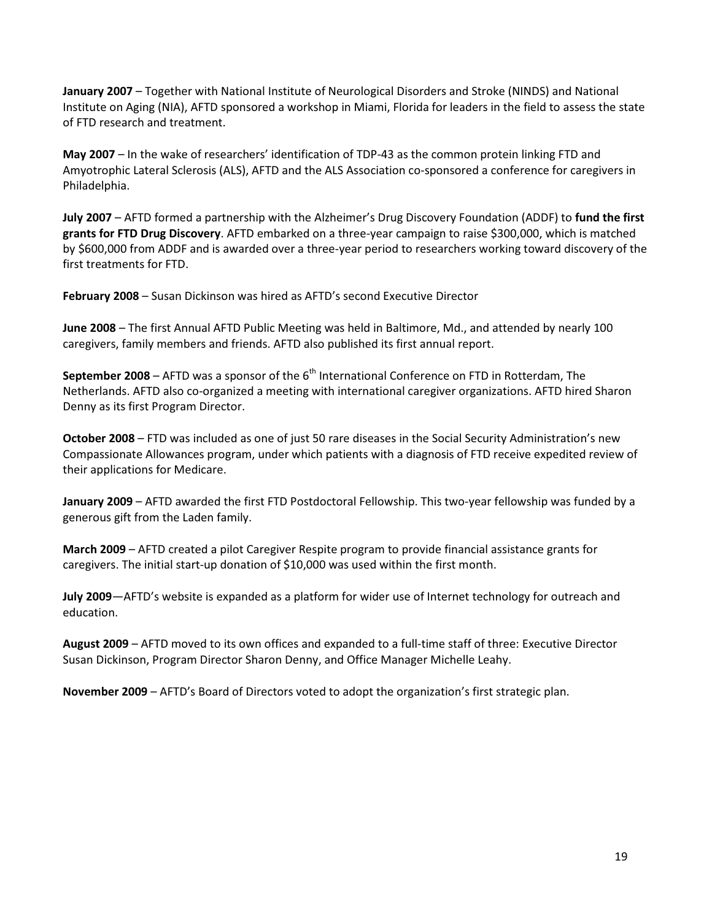**January 2007** – Together with National Institute of Neurological Disorders and Stroke (NINDS) and National Institute on Aging (NIA), AFTD sponsored a workshop in Miami, Florida for leaders in the field to assess the state of FTD research and treatment.

**May 2007** – In the wake of researchers' identification of TDP-43 as the common protein linking FTD and Amyotrophic Lateral Sclerosis (ALS), AFTD and the ALS Association co-sponsored a conference for caregivers in Philadelphia.

**July 2007** – AFTD formed a partnership with the Alzheimer's Drug Discovery Foundation (ADDF) to **fund the first grants for FTD Drug Discovery**. AFTD embarked on a three-year campaign to raise $300,000, which is matched by $600,000 from ADDF and is awarded over a three-year period to researchers working toward discovery of the first treatments for FTD.

**February 2008** – Susan Dickinson was hired as AFTD's second Executive Director

**June 2008** – The first Annual AFTD Public Meeting was held in Baltimore, Md., and attended by nearly 100 caregivers, family members and friends. AFTD also published its first annual report.

**September 2008** – AFTD was a sponsor of the 6th International Conference on FTD in Rotterdam, The Netherlands. AFTD also co-organized a meeting with international caregiver organizations. AFTD hired Sharon Denny as its first Program Director.

**October 2008** – FTD was included as one of just 50 rare diseases in the Social Security Administration's new Compassionate Allowances program, under which patients with a diagnosis of FTD receive expedited review of their applications for Medicare.

**January 2009** – AFTD awarded the first FTD Postdoctoral Fellowship. This two-year fellowship was funded by a generous gift from the Laden family.

**March 2009** – AFTD created a pilot Caregiver Respite program to provide financial assistance grants for caregivers. The initial start-up donation of $10,000 was used within the first month.

**July 2009**—AFTD's website is expanded as a platform for wider use of Internet technology for outreach and education.

**August 2009** – AFTD moved to its own offices and expanded to a full-time staff of three: Executive Director Susan Dickinson, Program Director Sharon Denny, and Office Manager Michelle Leahy.

**November 2009** – AFTD's Board of Directors voted to adopt the organization's first strategic plan.